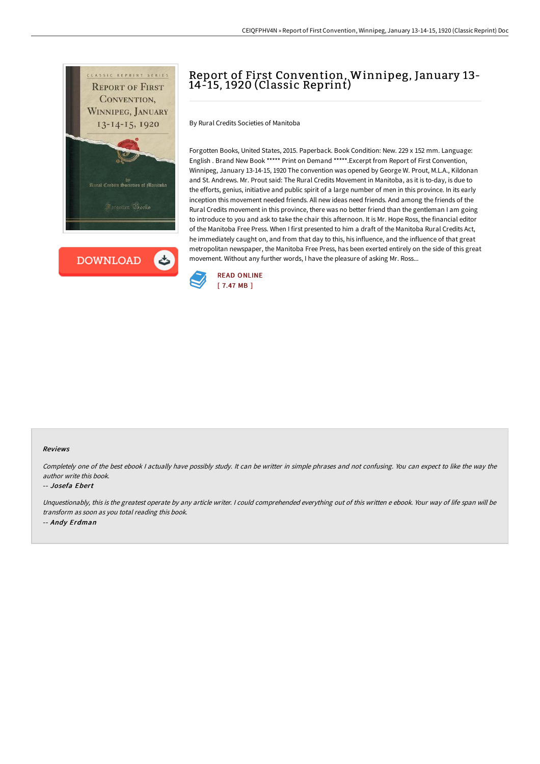# Report of First Convention, Winnipeg, January 13-14-15, 1920 (Classic Reprint)

By Rural Credits Societies of Manitoba

Forgotten Books, United States, 2015. Paperback. Book Condition: New. 229 x 152 mm. Language: English . Brand New Book ***** Print on Demand *****.Excerpt from Report of First Convention, Winnipeg, January 13-14-15, 1920 The convention was opened by George W. Prout, M.L.A., Kildonan and St. Andrews. Mr. Prout said: The Rural Credits Movement in Manitoba, as it is to-day, is due to the efforts, genius, initiative and public spirit of a large number of men in this province. In its early inception this movement needed friends. All new ideas need friends. And among the friends of the Rural Credits movement in this province, there was no better friend than the gentleman I am going to introduce to you and ask to take the chair this afternoon. It is Mr. Hope Ross, the financial editor of the Manitoba Free Press. When I first presented to him a draft of the Manitoba Rural Credits Act, he immediately caught on, and from that day to this, his influence, and the influence of that great metropolitan newspaper, the Manitoba Free Press, has been exerted entirely on the side of this great movement. Without any further words, I have the pleasure of asking Mr. Ross...

DOWNLOAD

READ ONLINE
[ 7.47 MB ]

### Reviews

*Completely one of the best ebook I actually have possibly study. It can be writter in simple phrases and not confusing. You can expect to like the way the author write this book.*

-- *Josefa Ebert*

*Unquestionably, this is the greatest operate by any article writer. I could comprehended everything out of this written e ebook. Your way of life span will be transform as soon as you total reading this book.*

-- *Andy Erdman*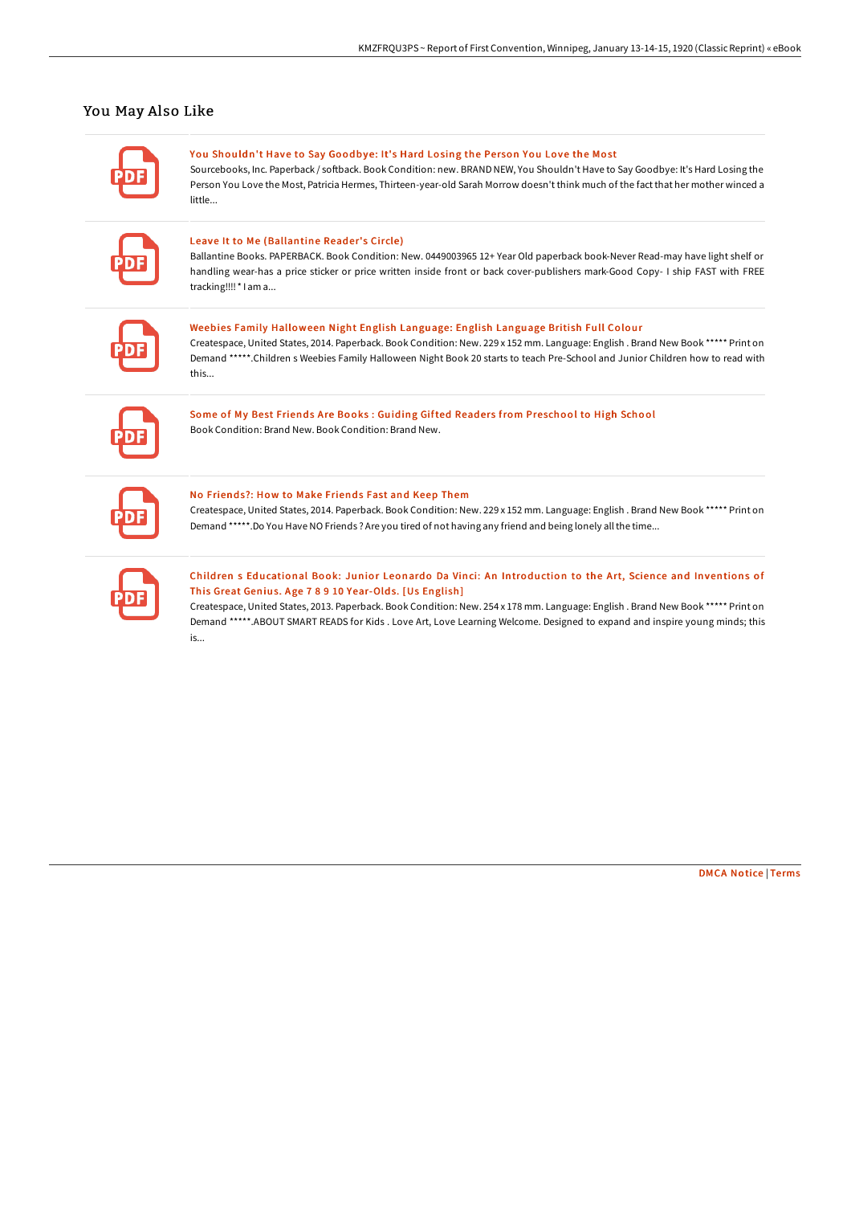## You May Also Like

### You Shouldn't Have to Say Goodbye: It's Hard Losing the Person You Love the Most

Sourcebooks, Inc. Paperback / softback. Book Condition: new. BRAND NEW, You Shouldn't Have to Say Goodbye: It's Hard Losing the Person You Love the Most, Patricia Hermes, Thirteen-year-old Sarah Morrow doesn't think much of the fact that her mother winced a little...

### Leave It to Me (Ballantine Reader's Circle)

Ballantine Books. PAPERBACK. Book Condition: New. 0449003965 12+ Year Old paperback book-Never Read-may have light shelf or handling wear-has a price sticker or price written inside front or back cover-publishers mark-Good Copy- I ship FAST with FREE tracking!!!! * I am a...

### Weebies Family Halloween Night English Language: English Language British Full Colour

Createspace, United States, 2014. Paperback. Book Condition: New. 229 x 152 mm. Language: English . Brand New Book ***** Print on Demand *****.Children s Weebies Family Halloween Night Book 20 starts to teach Pre-School and Junior Children how to read with this...

### Some of My Best Friends Are Books : Guiding Gifted Readers from Preschool to High School

Book Condition: Brand New. Book Condition: Brand New.

### No Friends?: How to Make Friends Fast and Keep Them

Createspace, United States, 2014. Paperback. Book Condition: New. 229 x 152 mm. Language: English . Brand New Book ***** Print on Demand *****.Do You Have NO Friends ? Are you tired of not having any friend and being lonely all the time...

### Children s Educational Book: Junior Leonardo Da Vinci: An Introduction to the Art, Science and Inventions of This Great Genius. Age 7 8 9 10 Year-Olds. [Us English]

Createspace, United States, 2013. Paperback. Book Condition: New. 254 x 178 mm. Language: English . Brand New Book ***** Print on Demand *****.ABOUT SMART READS for Kids . Love Art, Love Learning Welcome. Designed to expand and inspire young minds; this is...

DMCA Notice | Terms